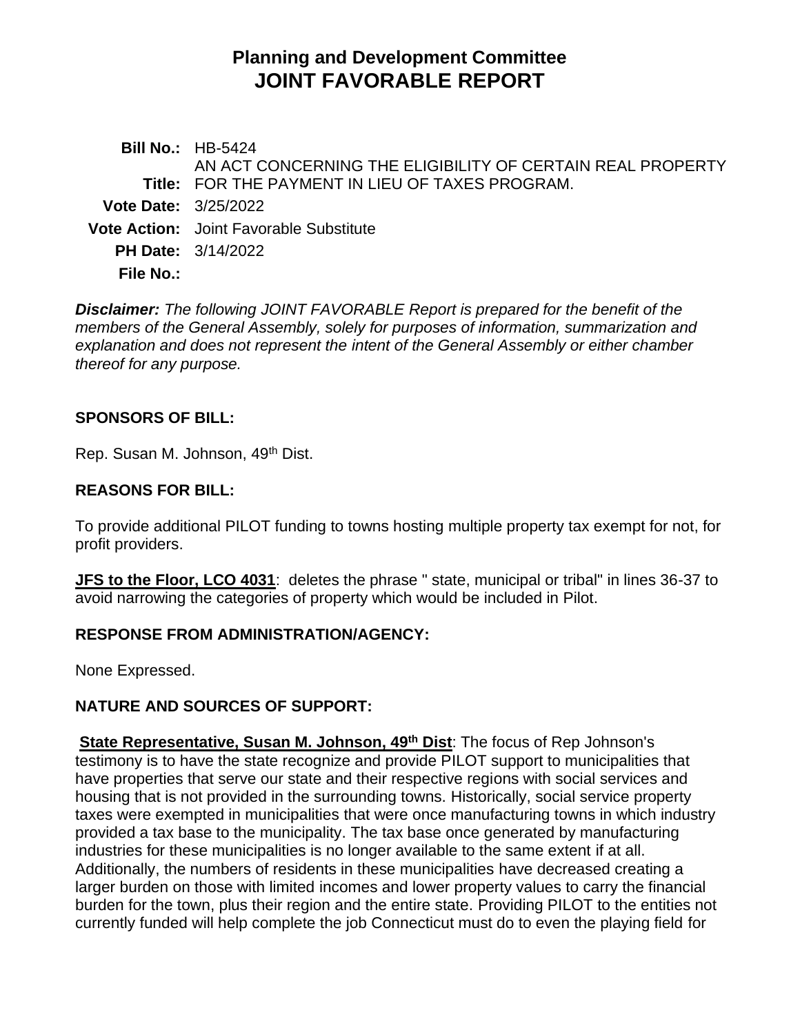# Planning and Development Committee
# JOINT FAVORABLE REPORT

**Bill No.:** HB-5424

**Title:** AN ACT CONCERNING THE ELIGIBILITY OF CERTAIN REAL PROPERTY FOR THE PAYMENT IN LIEU OF TAXES PROGRAM.

**Vote Date:** 3/25/2022

**Vote Action:** Joint Favorable Substitute

**PH Date:** 3/14/2022

**File No.:**

***Disclaimer:*** *The following JOINT FAVORABLE Report is prepared for the benefit of the members of the General Assembly, solely for purposes of information, summarization and explanation and does not represent the intent of the General Assembly or either chamber thereof for any purpose.*

## SPONSORS OF BILL:

Rep. Susan M. Johnson, 49th Dist.

## REASONS FOR BILL:

To provide additional PILOT funding to towns hosting multiple property tax exempt for not, for profit providers.

**JFS to the Floor, LCO 4031**: deletes the phrase " state, municipal or tribal" in lines 36-37 to avoid narrowing the categories of property which would be included in Pilot.

## RESPONSE FROM ADMINISTRATION/AGENCY:

None Expressed.

## NATURE AND SOURCES OF SUPPORT:

**State Representative, Susan M. Johnson, 49th Dist**: The focus of Rep Johnson's testimony is to have the state recognize and provide PILOT support to municipalities that have properties that serve our state and their respective regions with social services and housing that is not provided in the surrounding towns. Historically, social service property taxes were exempted in municipalities that were once manufacturing towns in which industry provided a tax base to the municipality. The tax base once generated by manufacturing industries for these municipalities is no longer available to the same extent if at all. Additionally, the numbers of residents in these municipalities have decreased creating a larger burden on those with limited incomes and lower property values to carry the financial burden for the town, plus their region and the entire state. Providing PILOT to the entities not currently funded will help complete the job Connecticut must do to even the playing field for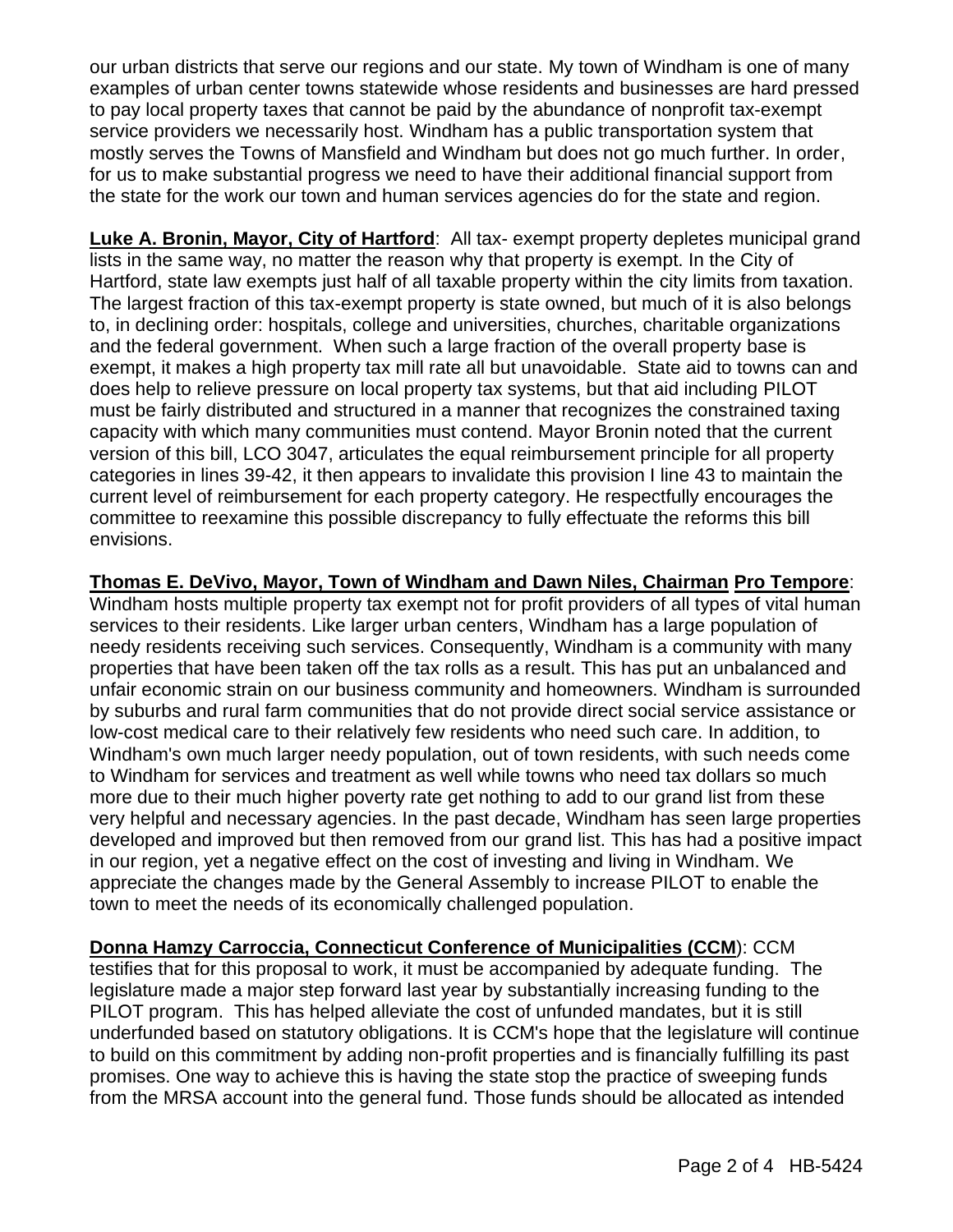our urban districts that serve our regions and our state. My town of Windham is one of many examples of urban center towns statewide whose residents and businesses are hard pressed to pay local property taxes that cannot be paid by the abundance of nonprofit tax-exempt service providers we necessarily host. Windham has a public transportation system that mostly serves the Towns of Mansfield and Windham but does not go much further. In order, for us to make substantial progress we need to have their additional financial support from the state for the work our town and human services agencies do for the state and region.

**Luke A. Bronin, Mayor, City of Hartford**: All tax- exempt property depletes municipal grand lists in the same way, no matter the reason why that property is exempt. In the City of Hartford, state law exempts just half of all taxable property within the city limits from taxation. The largest fraction of this tax-exempt property is state owned, but much of it is also belongs to, in declining order: hospitals, college and universities, churches, charitable organizations and the federal government. When such a large fraction of the overall property base is exempt, it makes a high property tax mill rate all but unavoidable. State aid to towns can and does help to relieve pressure on local property tax systems, but that aid including PILOT must be fairly distributed and structured in a manner that recognizes the constrained taxing capacity with which many communities must contend. Mayor Bronin noted that the current version of this bill, LCO 3047, articulates the equal reimbursement principle for all property categories in lines 39-42, it then appears to invalidate this provision I line 43 to maintain the current level of reimbursement for each property category. He respectfully encourages the committee to reexamine this possible discrepancy to fully effectuate the reforms this bill envisions.

**Thomas E. DeVivo, Mayor, Town of Windham and Dawn Niles, Chairman Pro Tempore**: Windham hosts multiple property tax exempt not for profit providers of all types of vital human services to their residents. Like larger urban centers, Windham has a large population of needy residents receiving such services. Consequently, Windham is a community with many properties that have been taken off the tax rolls as a result. This has put an unbalanced and unfair economic strain on our business community and homeowners. Windham is surrounded by suburbs and rural farm communities that do not provide direct social service assistance or low-cost medical care to their relatively few residents who need such care. In addition, to Windham's own much larger needy population, out of town residents, with such needs come to Windham for services and treatment as well while towns who need tax dollars so much more due to their much higher poverty rate get nothing to add to our grand list from these very helpful and necessary agencies. In the past decade, Windham has seen large properties developed and improved but then removed from our grand list. This has had a positive impact in our region, yet a negative effect on the cost of investing and living in Windham. We appreciate the changes made by the General Assembly to increase PILOT to enable the town to meet the needs of its economically challenged population.

**Donna Hamzy Carroccia, Connecticut Conference of Municipalities (CCM)**: CCM testifies that for this proposal to work, it must be accompanied by adequate funding. The legislature made a major step forward last year by substantially increasing funding to the PILOT program. This has helped alleviate the cost of unfunded mandates, but it is still underfunded based on statutory obligations. It is CCM's hope that the legislature will continue to build on this commitment by adding non-profit properties and is financially fulfilling its past promises. One way to achieve this is having the state stop the practice of sweeping funds from the MRSA account into the general fund. Those funds should be allocated as intended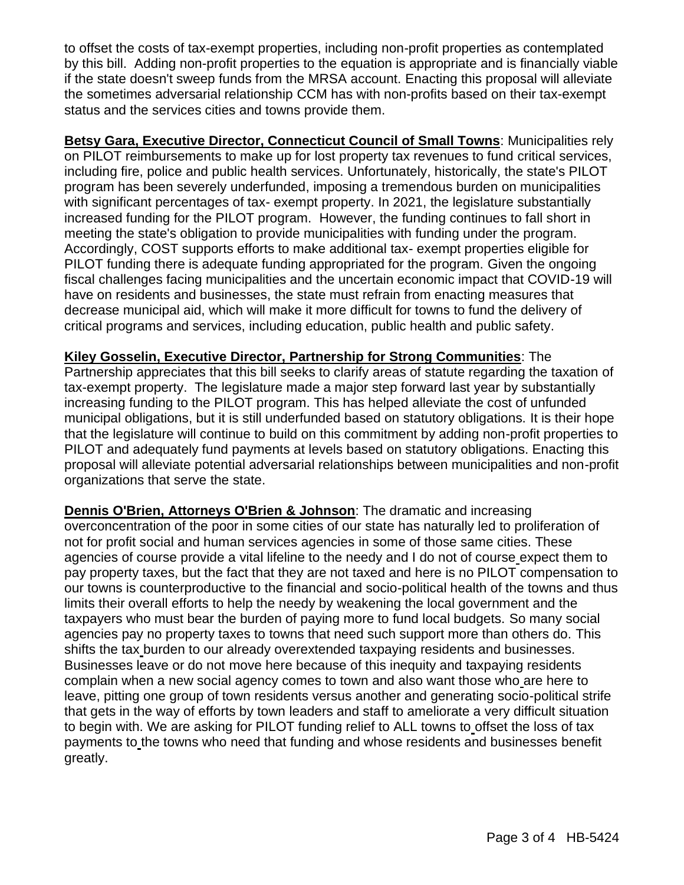to offset the costs of tax-exempt properties, including non-profit properties as contemplated by this bill. Adding non-profit properties to the equation is appropriate and is financially viable if the state doesn't sweep funds from the MRSA account. Enacting this proposal will alleviate the sometimes adversarial relationship CCM has with non-profits based on their tax-exempt status and the services cities and towns provide them.

**Betsy Gara, Executive Director, Connecticut Council of Small Towns**: Municipalities rely on PILOT reimbursements to make up for lost property tax revenues to fund critical services, including fire, police and public health services. Unfortunately, historically, the state's PILOT program has been severely underfunded, imposing a tremendous burden on municipalities with significant percentages of tax- exempt property. In 2021, the legislature substantially increased funding for the PILOT program. However, the funding continues to fall short in meeting the state's obligation to provide municipalities with funding under the program. Accordingly, COST supports efforts to make additional tax- exempt properties eligible for PILOT funding there is adequate funding appropriated for the program. Given the ongoing fiscal challenges facing municipalities and the uncertain economic impact that COVID-19 will have on residents and businesses, the state must refrain from enacting measures that decrease municipal aid, which will make it more difficult for towns to fund the delivery of critical programs and services, including education, public health and public safety.

**Kiley Gosselin, Executive Director, Partnership for Strong Communities**: The Partnership appreciates that this bill seeks to clarify areas of statute regarding the taxation of tax-exempt property. The legislature made a major step forward last year by substantially increasing funding to the PILOT program. This has helped alleviate the cost of unfunded municipal obligations, but it is still underfunded based on statutory obligations. It is their hope that the legislature will continue to build on this commitment by adding non-profit properties to PILOT and adequately fund payments at levels based on statutory obligations. Enacting this proposal will alleviate potential adversarial relationships between municipalities and non-profit organizations that serve the state.

**Dennis O'Brien, Attorneys O'Brien & Johnson**: The dramatic and increasing overconcentration of the poor in some cities of our state has naturally led to proliferation of not for profit social and human services agencies in some of those same cities. These agencies of course provide a vital lifeline to the needy and I do not of course expect them to pay property taxes, but the fact that they are not taxed and here is no PILOT compensation to our towns is counterproductive to the financial and socio-political health of the towns and thus limits their overall efforts to help the needy by weakening the local government and the taxpayers who must bear the burden of paying more to fund local budgets. So many social agencies pay no property taxes to towns that need such support more than others do. This shifts the tax burden to our already overextended taxpaying residents and businesses. Businesses leave or do not move here because of this inequity and taxpaying residents complain when a new social agency comes to town and also want those who are here to leave, pitting one group of town residents versus another and generating socio-political strife that gets in the way of efforts by town leaders and staff to ameliorate a very difficult situation to begin with. We are asking for PILOT funding relief to ALL towns to offset the loss of tax payments to the towns who need that funding and whose residents and businesses benefit greatly.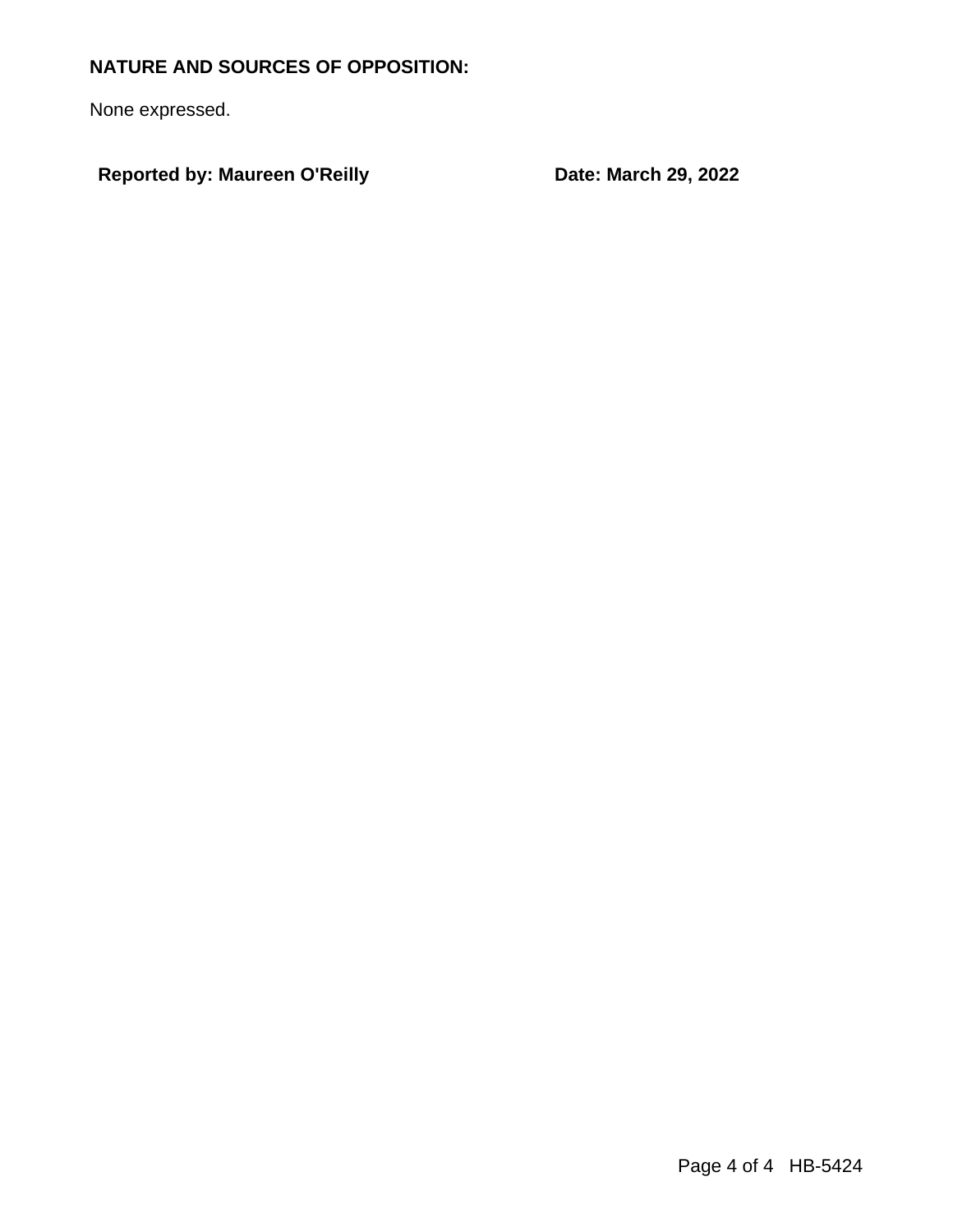**NATURE AND SOURCES OF OPPOSITION:**

None expressed.

**Reported by: Maureen O'Reilly** **Date: March 29, 2022**